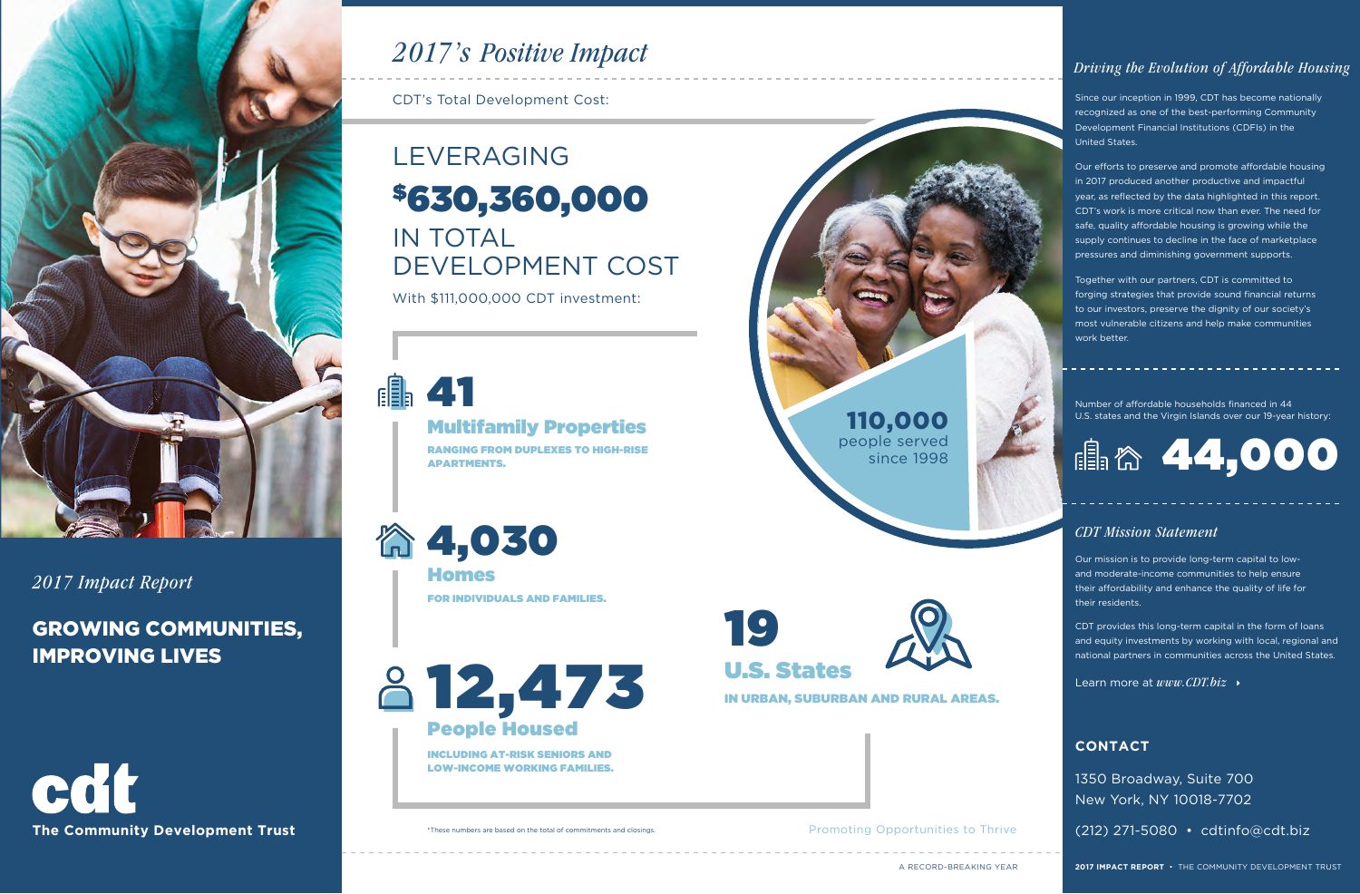*2017 Impact Report*

## GROWING COMMUNITIES, IMPROVING LIVES

**cdt**

**The Community Development Trust**

# *2017's Positive Impact*

CDT's Total Development Cost:

LEVERAGING

## $630,360,000

IN TOTAL DEVELOPMENT COST

With $111,000,000 CDT investment:

**41**
**Multifamily Properties**
RANGING FROM DUPLEXES TO HIGH-RISE APARTMENTS.

**4,030**
**Homes**
FOR INDIVIDUALS AND FAMILIES.

**12,473**
**People Housed**
INCLUDING AT-RISK SENIORS AND LOW-INCOME WORKING FAMILIES.

**110,000**
people served since 1998

**19**
**U.S. States**
IN URBAN, SUBURBAN AND RURAL AREAS.

*These numbers are based on the total of commitments and closings.

Promoting Opportunities to Thrive

A RECORD-BREAKING YEAR

### *Driving the Evolution of Affordable Housing*

Since our inception in 1999, CDT has become nationally recognized as one of the best-performing Community Development Financial Institutions (CDFIs) in the United States.

Our efforts to preserve and promote affordable housing in 2017 produced another productive and impactful year, as reflected by the data highlighted in this report. CDT's work is more critical now than ever. The need for safe, quality affordable housing is growing while the supply continues to decline in the face of marketplace pressures and diminishing government supports.

Together with our partners, CDT is committed to forging strategies that provide sound financial returns to our investors, preserve the dignity of our society's most vulnerable citizens and help make communities work better.

Number of affordable households financed in 44 U.S. states and the Virgin Islands over our 19-year history:

**44,000**

### *CDT Mission Statement*

Our mission is to provide long-term capital to low- and moderate-income communities to help ensure their affordability and enhance the quality of life for their residents.

CDT provides this long-term capital in the form of loans and equity investments by working with local, regional and national partners in communities across the United States.

Learn more at *www.CDT.biz*

### CONTACT

1350 Broadway, Suite 700
New York, NY 10018-7702

(212) 271-5080 • cdtinfo@cdt.biz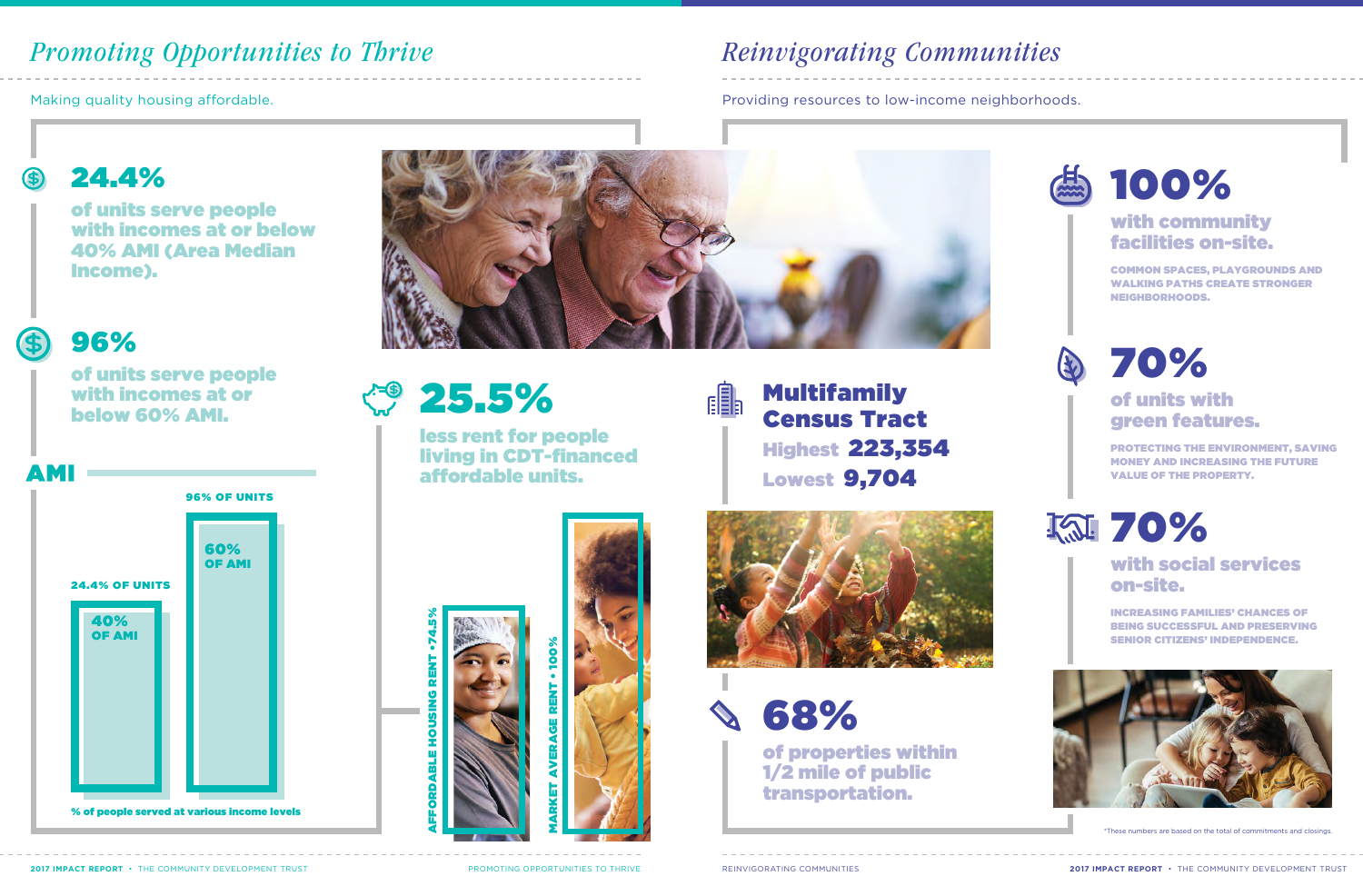## *Promoting Opportunities to Thrive*

Making quality housing affordable.

**24.4%**

of units serve people with incomes at or below 40% AMI (Area Median Income).

**96%**

of units serve people with incomes at or below 60% AMI.

**AMI**

96% OF UNITS

60% OF AMI

24.4% OF UNITS

40% OF AMI

% of people served at various income levels

**25.5%**

less rent for people living in CDT-financed affordable units.

AFFORDABLE HOUSING RENT • 74.5%

MARKET AVERAGE RENT • 100%

## *Reinvigorating Communities*

Providing resources to low-income neighborhoods.

**Multifamily Census Tract**

Highest **223,354**

Lowest **9,704**

**68%**

of properties within 1/2 mile of public transportation.

**100%**

with community facilities on-site.

COMMON SPACES, PLAYGROUNDS AND WALKING PATHS CREATE STRONGER NEIGHBORHOODS.

**70%**

of units with green features.

PROTECTING THE ENVIRONMENT, SAVING MONEY AND INCREASING THE FUTURE VALUE OF THE PROPERTY.

**70%**

with social services on-site.

INCREASING FAMILIES' CHANCES OF BEING SUCCESSFUL AND PRESERVING SENIOR CITIZENS' INDEPENDENCE.

*These numbers are based on the total of commitments and closings.